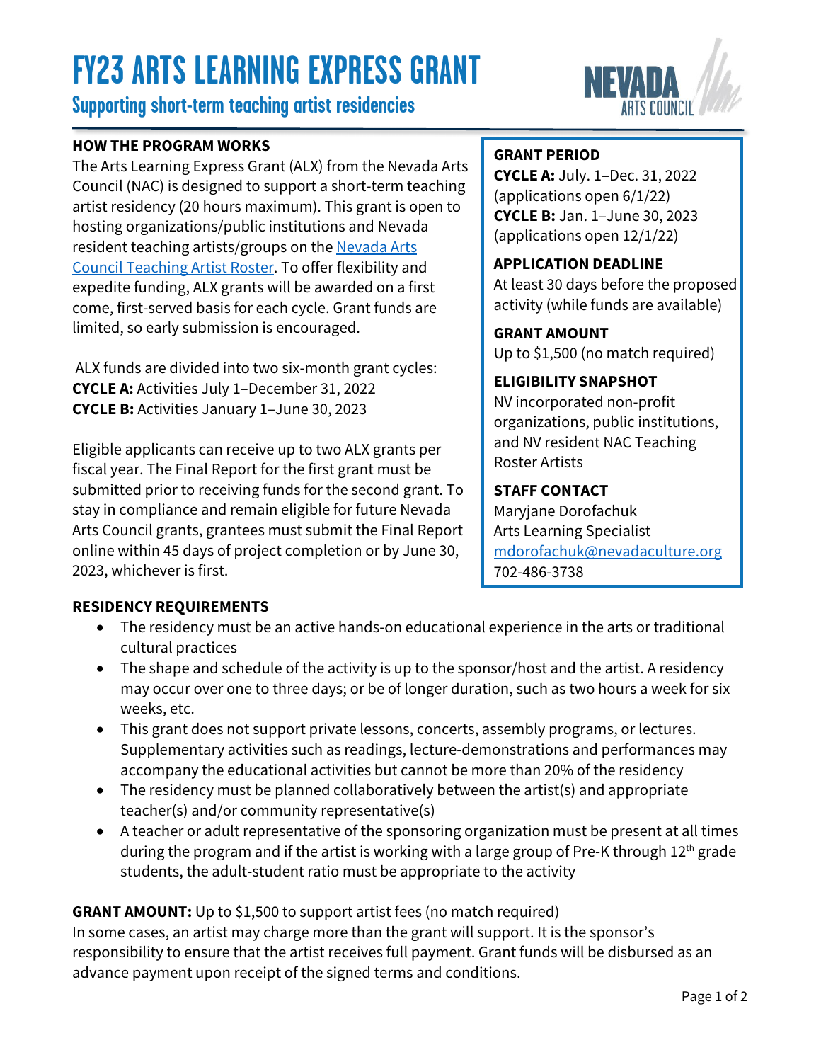# FY23 ARTS LEARNING EXPRESS GRANT

## Supporting short-term teaching artist residencies

### HOW THE PROGRAM WORKS

The Arts Learning Express Grant (ALX) from the Nevada Arts Council (NAC) is designed to support a short-term teaching artist residency (20 hours maximum). This grant is open to hosting organizations/public institutions and Nevada resident teaching artists/groups on the [Nevada Arts Council Teaching Artist Roster](). To offer flexibility and expedite funding, ALX grants will be awarded on a first come, first-served basis for each cycle. Grant funds are limited, so early submission is encouraged.

ALX funds are divided into two six-month grant cycles:
**CYCLE A:** Activities July 1–December 31, 2022
**CYCLE B:** Activities January 1–June 30, 2023

Eligible applicants can receive up to two ALX grants per fiscal year. The Final Report for the first grant must be submitted prior to receiving funds for the second grant. To stay in compliance and remain eligible for future Nevada Arts Council grants, grantees must submit the Final Report online within 45 days of project completion or by June 30, 2023, whichever is first.

**GRANT PERIOD**
**CYCLE A:** July. 1–Dec. 31, 2022 (applications open 6/1/22)
**CYCLE B:** Jan. 1–June 30, 2023 (applications open 12/1/22)

**APPLICATION DEADLINE**
At least 30 days before the proposed activity (while funds are available)

**GRANT AMOUNT**
Up to $1,500 (no match required)

**ELIGIBILITY SNAPSHOT**
NV incorporated non-profit organizations, public institutions, and NV resident NAC Teaching Roster Artists

**STAFF CONTACT**
Maryjane Dorofachuk
Arts Learning Specialist
mdorofachuk@nevadaculture.org
702-486-3738

### RESIDENCY REQUIREMENTS

- The residency must be an active hands-on educational experience in the arts or traditional cultural practices
- The shape and schedule of the activity is up to the sponsor/host and the artist. A residency may occur over one to three days; or be of longer duration, such as two hours a week for six weeks, etc.
- This grant does not support private lessons, concerts, assembly programs, or lectures. Supplementary activities such as readings, lecture-demonstrations and performances may accompany the educational activities but cannot be more than 20% of the residency
- The residency must be planned collaboratively between the artist(s) and appropriate teacher(s) and/or community representative(s)
- A teacher or adult representative of the sponsoring organization must be present at all times during the program and if the artist is working with a large group of Pre-K through 12th grade students, the adult-student ratio must be appropriate to the activity

**GRANT AMOUNT:** Up to $1,500 to support artist fees (no match required)
In some cases, an artist may charge more than the grant will support. It is the sponsor's responsibility to ensure that the artist receives full payment. Grant funds will be disbursed as an advance payment upon receipt of the signed terms and conditions.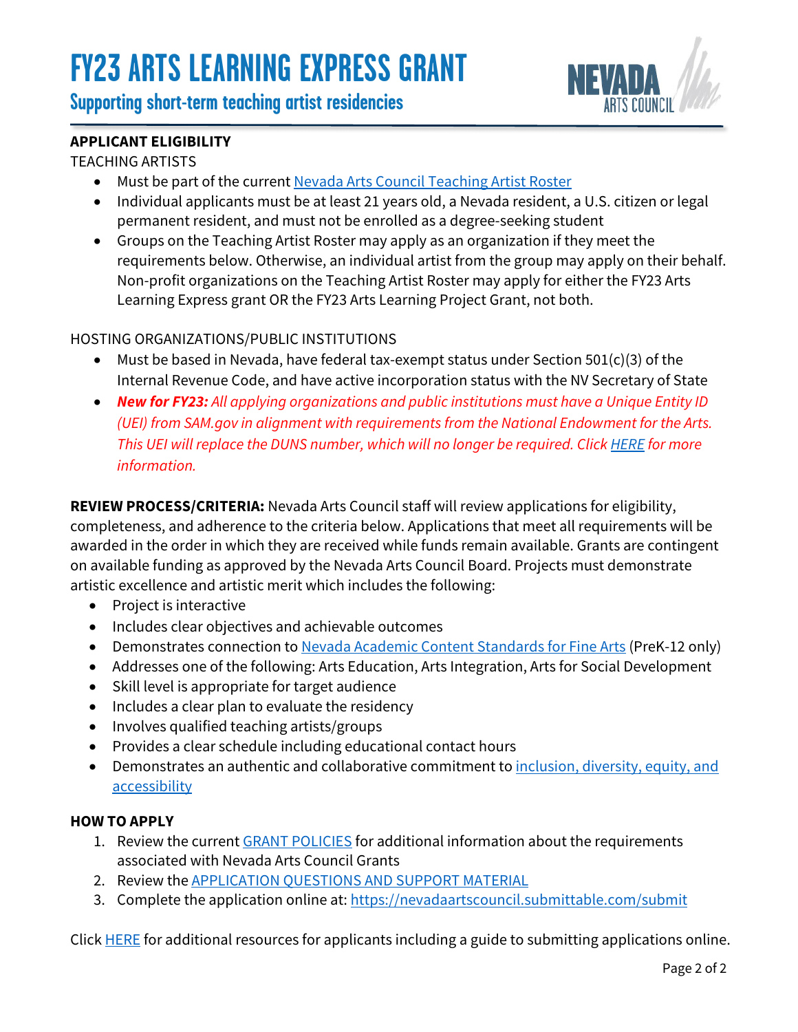# FY23 ARTS LEARNING EXPRESS GRANT

## Supporting short-term teaching artist residencies

NEVADA ARTS COUNCIL

**APPLICANT ELIGIBILITY**

TEACHING ARTISTS

- Must be part of the current Nevada Arts Council Teaching Artist Roster
- Individual applicants must be at least 21 years old, a Nevada resident, a U.S. citizen or legal permanent resident, and must not be enrolled as a degree-seeking student
- Groups on the Teaching Artist Roster may apply as an organization if they meet the requirements below. Otherwise, an individual artist from the group may apply on their behalf. Non-profit organizations on the Teaching Artist Roster may apply for either the FY23 Arts Learning Express grant OR the FY23 Arts Learning Project Grant, not both.

HOSTING ORGANIZATIONS/PUBLIC INSTITUTIONS

- Must be based in Nevada, have federal tax-exempt status under Section 501(c)(3) of the Internal Revenue Code, and have active incorporation status with the NV Secretary of State
- ***New for FY23:*** *All applying organizations and public institutions must have a Unique Entity ID (UEI) from SAM.gov in alignment with requirements from the National Endowment for the Arts. This UEI will replace the DUNS number, which will no longer be required. Click HERE for more information.*

**REVIEW PROCESS/CRITERIA:** Nevada Arts Council staff will review applications for eligibility, completeness, and adherence to the criteria below. Applications that meet all requirements will be awarded in the order in which they are received while funds remain available. Grants are contingent on available funding as approved by the Nevada Arts Council Board. Projects must demonstrate artistic excellence and artistic merit which includes the following:

- Project is interactive
- Includes clear objectives and achievable outcomes
- Demonstrates connection to Nevada Academic Content Standards for Fine Arts (PreK-12 only)
- Addresses one of the following: Arts Education, Arts Integration, Arts for Social Development
- Skill level is appropriate for target audience
- Includes a clear plan to evaluate the residency
- Involves qualified teaching artists/groups
- Provides a clear schedule including educational contact hours
- Demonstrates an authentic and collaborative commitment to inclusion, diversity, equity, and accessibility

**HOW TO APPLY**

1. Review the current GRANT POLICIES for additional information about the requirements associated with Nevada Arts Council Grants
2. Review the APPLICATION QUESTIONS AND SUPPORT MATERIAL
3. Complete the application online at: https://nevadaartscouncil.submittable.com/submit

Click HERE for additional resources for applicants including a guide to submitting applications online.